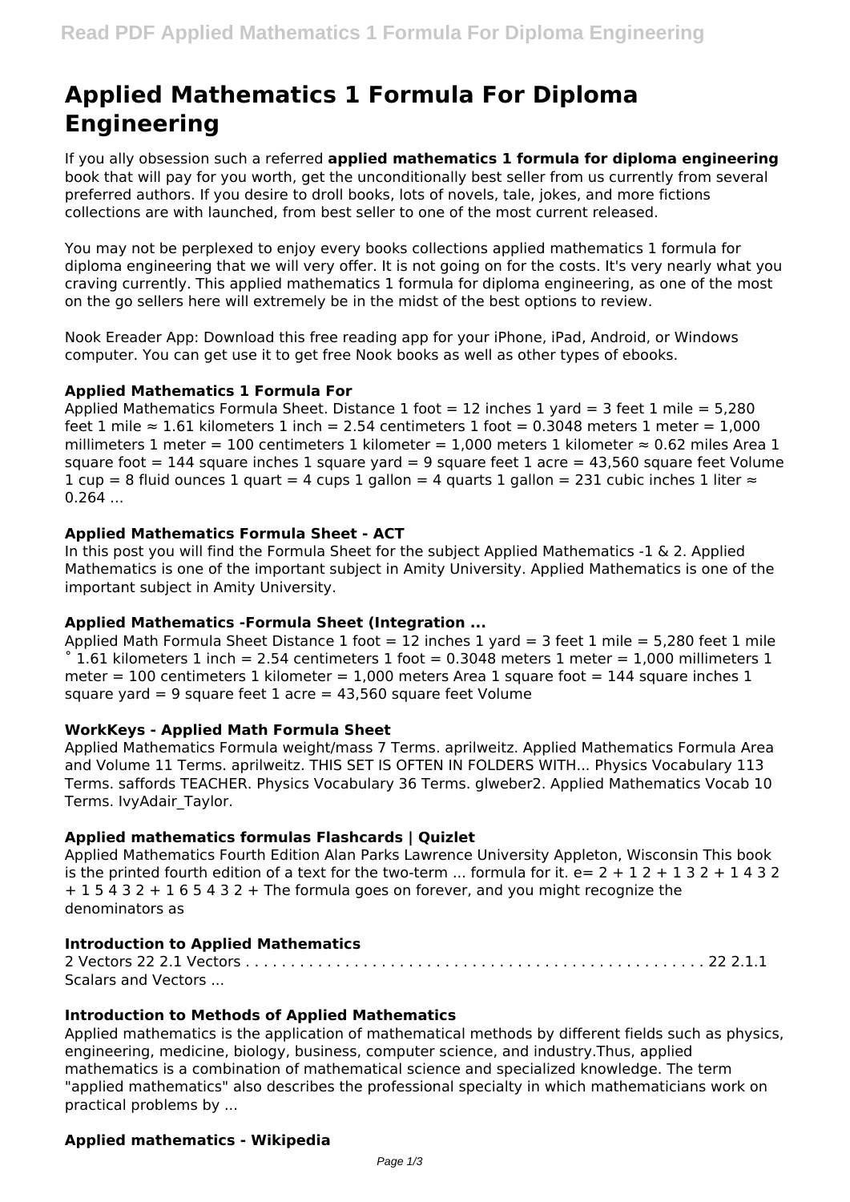# Applied Mathematics 1 Formula For Diploma Engineering

If you ally obsession such a referred **applied mathematics 1 formula for diploma engineering** book that will pay for you worth, get the unconditionally best seller from us currently from several preferred authors. If you desire to droll books, lots of novels, tale, jokes, and more fictions collections are with launched, from best seller to one of the most current released.

You may not be perplexed to enjoy every books collections applied mathematics 1 formula for diploma engineering that we will very offer. It is not going on for the costs. It's very nearly what you craving currently. This applied mathematics 1 formula for diploma engineering, as one of the most on the go sellers here will extremely be in the midst of the best options to review.

Nook Ereader App: Download this free reading app for your iPhone, iPad, Android, or Windows computer. You can get use it to get free Nook books as well as other types of ebooks.

### Applied Mathematics 1 Formula For

Applied Mathematics Formula Sheet. Distance 1 foot = 12 inches 1 yard = 3 feet 1 mile = 5,280 feet 1 mile ≈ 1.61 kilometers 1 inch = 2.54 centimeters 1 foot = 0.3048 meters 1 meter = 1,000 millimeters 1 meter = 100 centimeters 1 kilometer = 1,000 meters 1 kilometer ≈ 0.62 miles Area 1 square foot = 144 square inches 1 square yard = 9 square feet 1 acre = 43,560 square feet Volume 1 cup = 8 fluid ounces 1 quart = 4 cups 1 gallon = 4 quarts 1 gallon = 231 cubic inches 1 liter ≈ 0.264 ...

### Applied Mathematics Formula Sheet - ACT

In this post you will find the Formula Sheet for the subject Applied Mathematics -1 & 2. Applied Mathematics is one of the important subject in Amity University. Applied Mathematics is one of the important subject in Amity University.

### Applied Mathematics -Formula Sheet (Integration ...

Applied Math Formula Sheet Distance 1 foot = 12 inches 1 yard = 3 feet 1 mile = 5,280 feet 1 mile ˚ 1.61 kilometers 1 inch = 2.54 centimeters 1 foot = 0.3048 meters 1 meter = 1,000 millimeters 1 meter = 100 centimeters 1 kilometer = 1,000 meters Area 1 square foot = 144 square inches 1 square yard = 9 square feet 1 acre = 43,560 square feet Volume

### WorkKeys - Applied Math Formula Sheet

Applied Mathematics Formula weight/mass 7 Terms. aprilweitz. Applied Mathematics Formula Area and Volume 11 Terms. aprilweitz. THIS SET IS OFTEN IN FOLDERS WITH... Physics Vocabulary 113 Terms. saffords TEACHER. Physics Vocabulary 36 Terms. glweber2. Applied Mathematics Vocab 10 Terms. IvyAdair_Taylor.

### Applied mathematics formulas Flashcards | Quizlet

Applied Mathematics Fourth Edition Alan Parks Lawrence University Appleton, Wisconsin This book is the printed fourth edition of a text for the two-term ... formula for it. e= 2 + 1 2 + 1 3 2 + 1 4 3 2 + 1 5 4 3 2 + 1 6 5 4 3 2 + The formula goes on forever, and you might recognize the denominators as

### Introduction to Applied Mathematics

2 Vectors 22 2.1 Vectors . . . . . . . . . . . . . . . . . . . . . . . . . . . . . . . . . . . . . . . . . . . . . . . . . . . 22 2.1.1 Scalars and Vectors ...

### Introduction to Methods of Applied Mathematics

Applied mathematics is the application of mathematical methods by different fields such as physics, engineering, medicine, biology, business, computer science, and industry.Thus, applied mathematics is a combination of mathematical science and specialized knowledge. The term "applied mathematics" also describes the professional specialty in which mathematicians work on practical problems by ...

### Applied mathematics - Wikipedia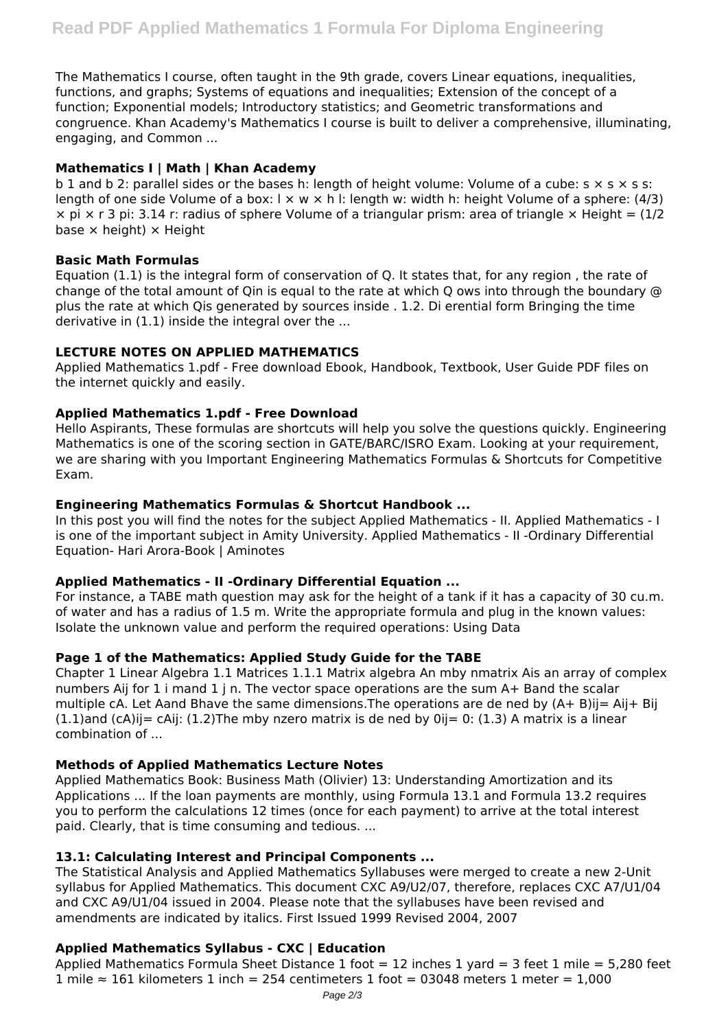The Mathematics I course, often taught in the 9th grade, covers Linear equations, inequalities, functions, and graphs; Systems of equations and inequalities; Extension of the concept of a function; Exponential models; Introductory statistics; and Geometric transformations and congruence. Khan Academy's Mathematics I course is built to deliver a comprehensive, illuminating, engaging, and Common ...

### Mathematics I | Math | Khan Academy

b 1 and b 2: parallel sides or the bases h: length of height volume: Volume of a cube: s × s × s s: length of one side Volume of a box: l × w × h l: length w: width h: height Volume of a sphere: (4/3) × pi × r 3 pi: 3.14 r: radius of sphere Volume of a triangular prism: area of triangle × Height = (1/2 base × height) × Height

### Basic Math Formulas

Equation (1.1) is the integral form of conservation of Q. It states that, for any region , the rate of change of the total amount of Qin is equal to the rate at which Q ows into through the boundary @ plus the rate at which Qis generated by sources inside . 1.2. Di erential form Bringing the time derivative in (1.1) inside the integral over the ...

### LECTURE NOTES ON APPLIED MATHEMATICS

Applied Mathematics 1.pdf - Free download Ebook, Handbook, Textbook, User Guide PDF files on the internet quickly and easily.

### Applied Mathematics 1.pdf - Free Download

Hello Aspirants, These formulas are shortcuts will help you solve the questions quickly. Engineering Mathematics is one of the scoring section in GATE/BARC/ISRO Exam. Looking at your requirement, we are sharing with you Important Engineering Mathematics Formulas & Shortcuts for Competitive Exam.

### Engineering Mathematics Formulas & Shortcut Handbook ...

In this post you will find the notes for the subject Applied Mathematics - II. Applied Mathematics - I is one of the important subject in Amity University. Applied Mathematics - II -Ordinary Differential Equation- Hari Arora-Book | Aminotes

### Applied Mathematics - II -Ordinary Differential Equation ...

For instance, a TABE math question may ask for the height of a tank if it has a capacity of 30 cu.m. of water and has a radius of 1.5 m. Write the appropriate formula and plug in the known values: Isolate the unknown value and perform the required operations: Using Data

### Page 1 of the Mathematics: Applied Study Guide for the TABE

Chapter 1 Linear Algebra 1.1 Matrices 1.1.1 Matrix algebra An mby nmatrix Ais an array of complex numbers Aij for 1 i mand 1 j n. The vector space operations are the sum A+ Band the scalar multiple cA. Let Aand Bhave the same dimensions.The operations are de ned by (A+ B)ij= Aij+ Bij (1.1)and (cA)ij= cAij: (1.2)The mby nzero matrix is de ned by 0ij= 0: (1.3) A matrix is a linear combination of ...

### Methods of Applied Mathematics Lecture Notes

Applied Mathematics Book: Business Math (Olivier) 13: Understanding Amortization and its Applications ... If the loan payments are monthly, using Formula 13.1 and Formula 13.2 requires you to perform the calculations 12 times (once for each payment) to arrive at the total interest paid. Clearly, that is time consuming and tedious. ...

### 13.1: Calculating Interest and Principal Components ...

The Statistical Analysis and Applied Mathematics Syllabuses were merged to create a new 2-Unit syllabus for Applied Mathematics. This document CXC A9/U2/07, therefore, replaces CXC A7/U1/04 and CXC A9/U1/04 issued in 2004. Please note that the syllabuses have been revised and amendments are indicated by italics. First Issued 1999 Revised 2004, 2007

### Applied Mathematics Syllabus - CXC | Education

Applied Mathematics Formula Sheet Distance 1 foot = 12 inches 1 yard = 3 feet 1 mile = 5,280 feet 1 mile ≈ 161 kilometers 1 inch = 254 centimeters 1 foot = 03048 meters 1 meter = 1,000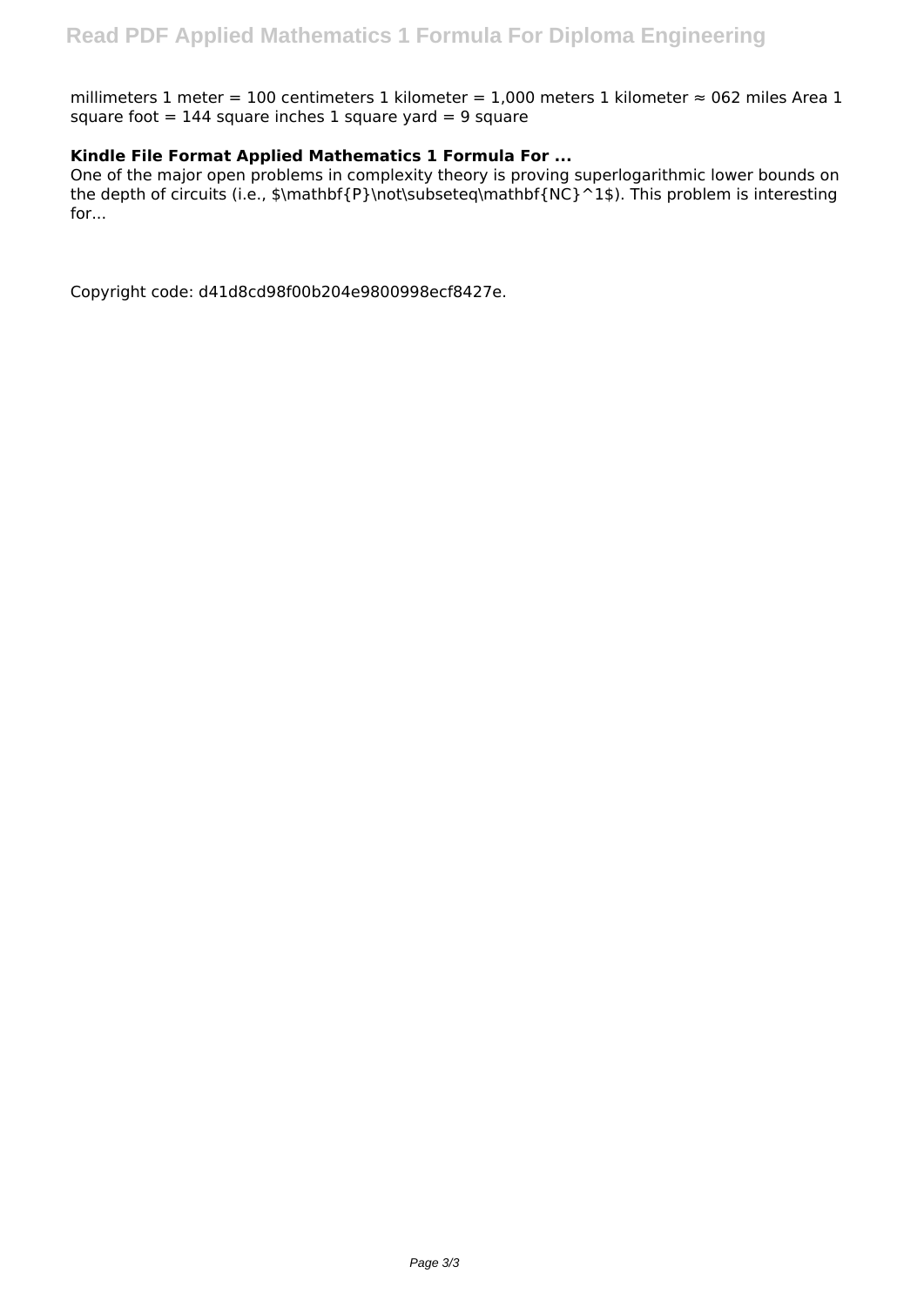millimeters 1 meter = 100 centimeters 1 kilometer = 1,000 meters 1 kilometer ≈ 062 miles Area 1 square foot = 144 square inches 1 square yard = 9 square

**Kindle File Format Applied Mathematics 1 Formula For ...**

One of the major open problems in complexity theory is proving superlogarithmic lower bounds on the depth of circuits (i.e., $\mathbf{P}\not\subseteq\mathbf{NC}^1$). This problem is interesting for...

Copyright code: d41d8cd98f00b204e9800998ecf8427e.